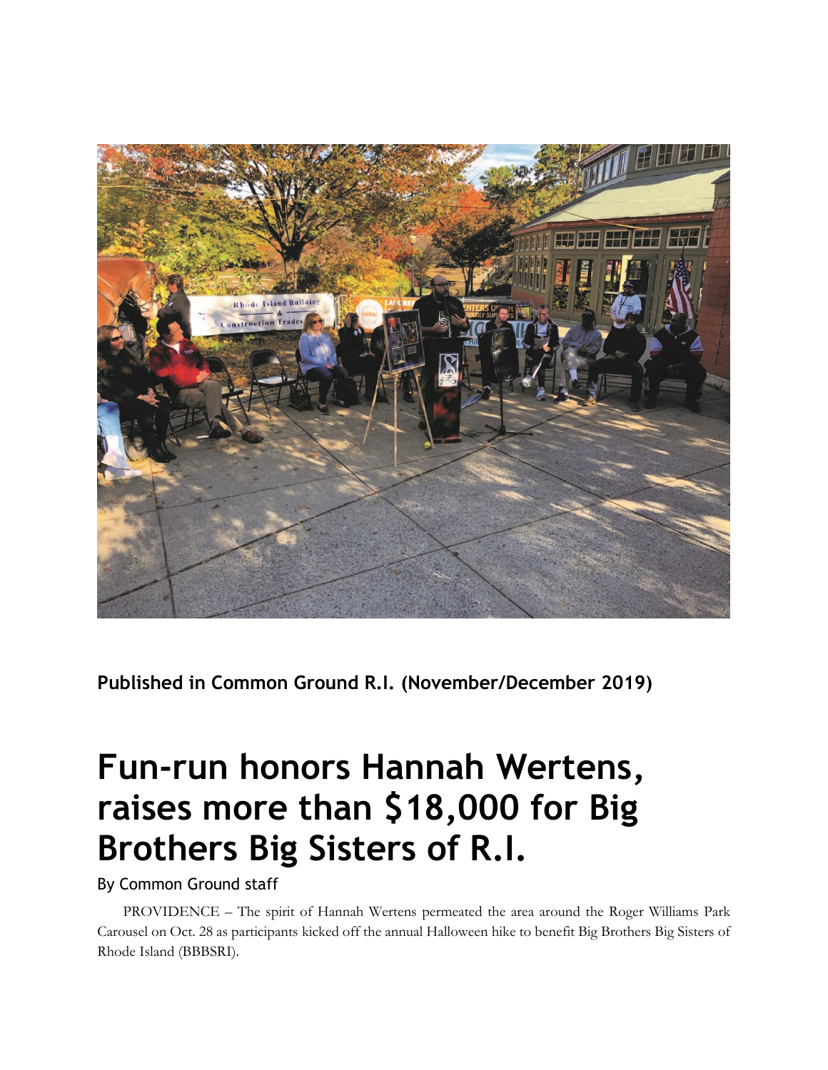**Published in Common Ground R.I. (November/December 2019)**

# Fun-run honors Hannah Wertens, raises more than $18,000 for Big Brothers Big Sisters of R.I.

By Common Ground staff

PROVIDENCE – The spirit of Hannah Wertens permeated the area around the Roger Williams Park Carousel on Oct. 28 as participants kicked off the annual Halloween hike to benefit Big Brothers Big Sisters of Rhode Island (BBBSRI).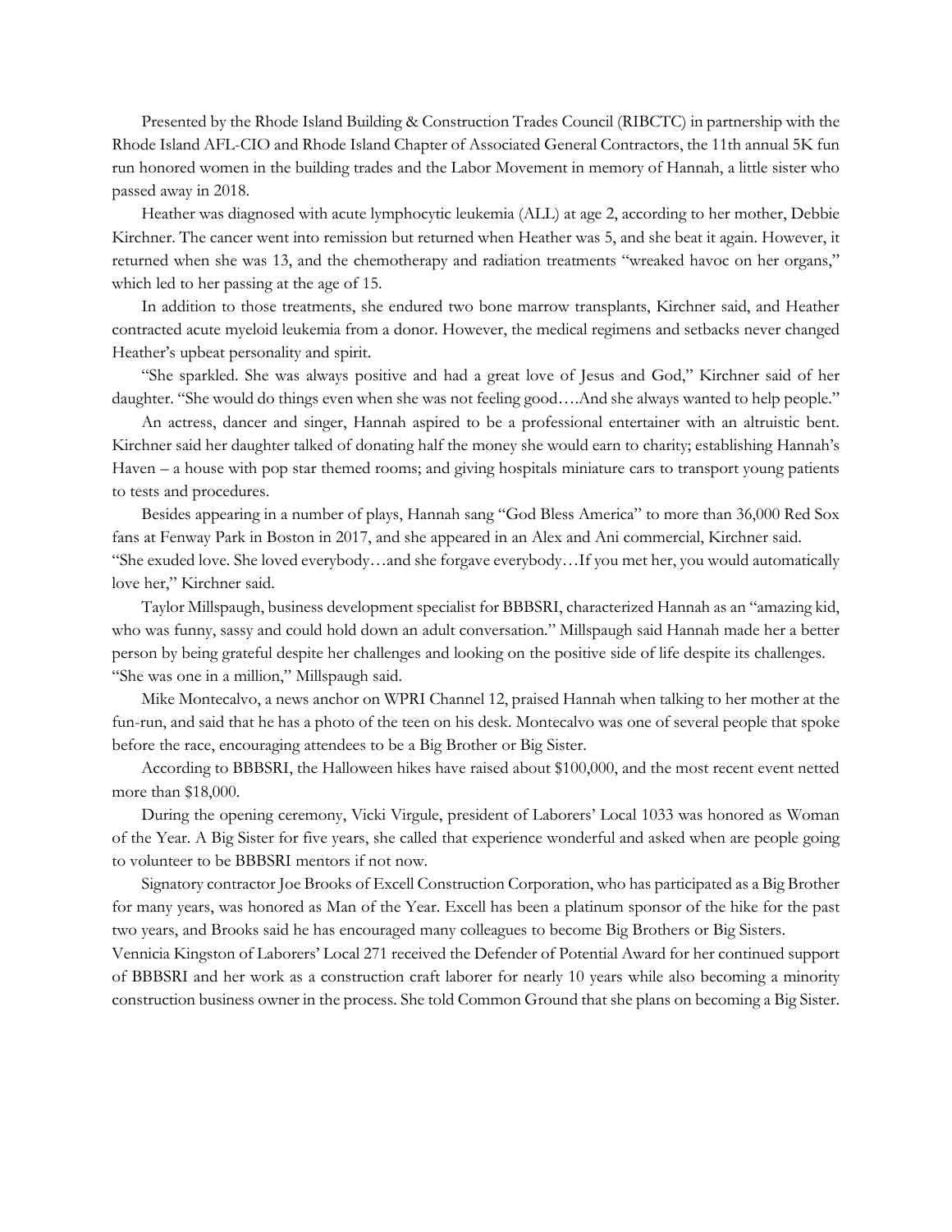Presented by the Rhode Island Building & Construction Trades Council (RIBCTC) in partnership with the Rhode Island AFL-CIO and Rhode Island Chapter of Associated General Contractors, the 11th annual 5K fun run honored women in the building trades and the Labor Movement in memory of Hannah, a little sister who passed away in 2018.

Heather was diagnosed with acute lymphocytic leukemia (ALL) at age 2, according to her mother, Debbie Kirchner. The cancer went into remission but returned when Heather was 5, and she beat it again. However, it returned when she was 13, and the chemotherapy and radiation treatments "wreaked havoc on her organs," which led to her passing at the age of 15.

In addition to those treatments, she endured two bone marrow transplants, Kirchner said, and Heather contracted acute myeloid leukemia from a donor. However, the medical regimens and setbacks never changed Heather's upbeat personality and spirit.

"She sparkled. She was always positive and had a great love of Jesus and God," Kirchner said of her daughter. "She would do things even when she was not feeling good….And she always wanted to help people."

An actress, dancer and singer, Hannah aspired to be a professional entertainer with an altruistic bent. Kirchner said her daughter talked of donating half the money she would earn to charity; establishing Hannah's Haven – a house with pop star themed rooms; and giving hospitals miniature cars to transport young patients to tests and procedures.

Besides appearing in a number of plays, Hannah sang "God Bless America" to more than 36,000 Red Sox fans at Fenway Park in Boston in 2017, and she appeared in an Alex and Ani commercial, Kirchner said.

"She exuded love. She loved everybody…and she forgave everybody…If you met her, you would automatically love her," Kirchner said.

Taylor Millspaugh, business development specialist for BBBSRI, characterized Hannah as an "amazing kid, who was funny, sassy and could hold down an adult conversation." Millspaugh said Hannah made her a better person by being grateful despite her challenges and looking on the positive side of life despite its challenges.

"She was one in a million," Millspaugh said.

Mike Montecalvo, a news anchor on WPRI Channel 12, praised Hannah when talking to her mother at the fun-run, and said that he has a photo of the teen on his desk. Montecalvo was one of several people that spoke before the race, encouraging attendees to be a Big Brother or Big Sister.

According to BBBSRI, the Halloween hikes have raised about $100,000, and the most recent event netted more than $18,000.

During the opening ceremony, Vicki Virgule, president of Laborers' Local 1033 was honored as Woman of the Year. A Big Sister for five years, she called that experience wonderful and asked when are people going to volunteer to be BBBSRI mentors if not now.

Signatory contractor Joe Brooks of Excell Construction Corporation, who has participated as a Big Brother for many years, was honored as Man of the Year. Excell has been a platinum sponsor of the hike for the past two years, and Brooks said he has encouraged many colleagues to become Big Brothers or Big Sisters.

Vennicia Kingston of Laborers' Local 271 received the Defender of Potential Award for her continued support of BBBSRI and her work as a construction craft laborer for nearly 10 years while also becoming a minority construction business owner in the process. She told Common Ground that she plans on becoming a Big Sister.